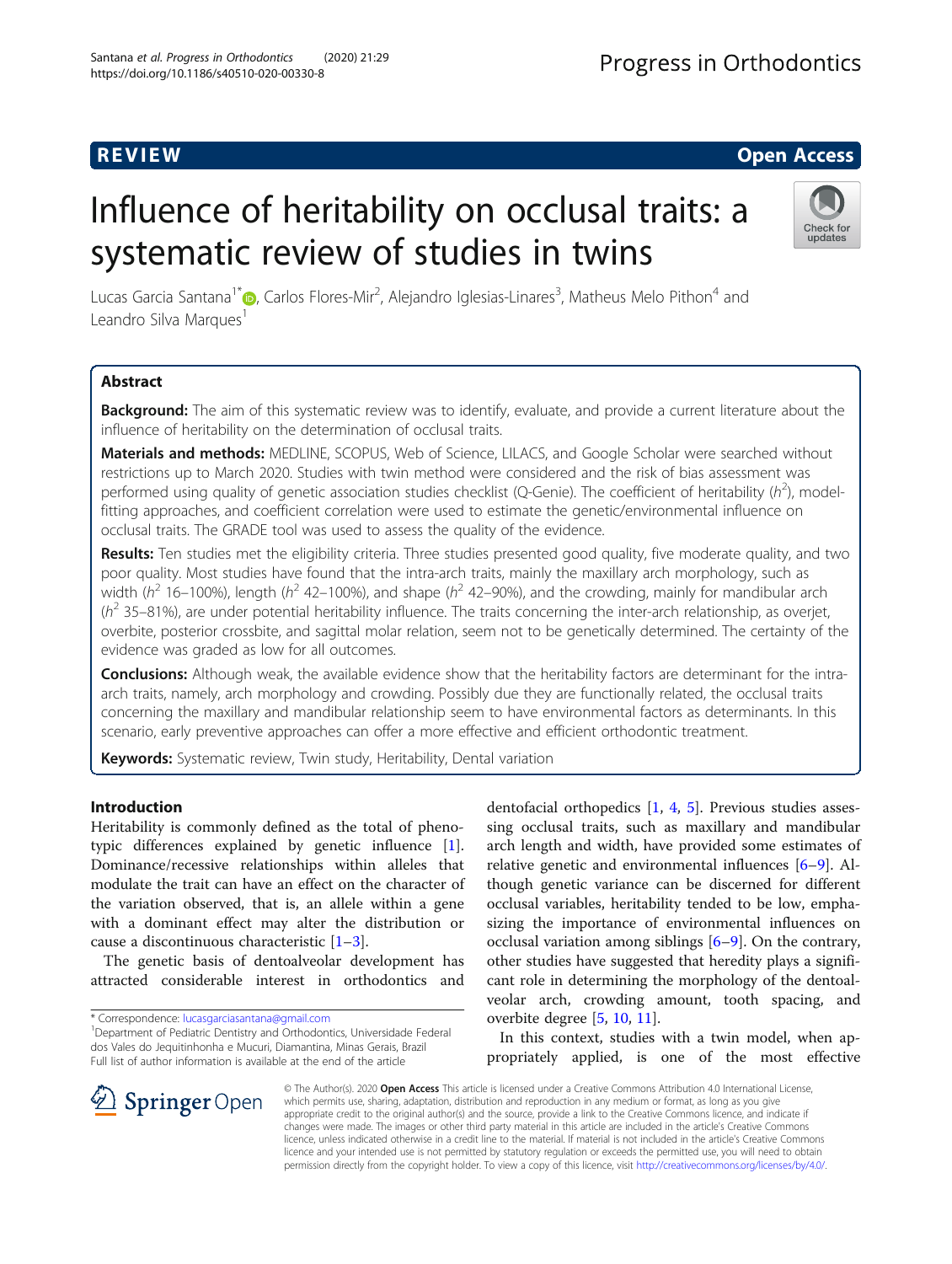REVIEW Open Access

# Influence of heritability on occlusal traits: a systematic review of studies in twins

Lucas Garcia Santana[1*], Carlos Flores-Mir[2], Alejandro Iglesias-Linares[3], Matheus Melo Pithon[4] and Leandro Silva Marques[1]

## Abstract

**Background:** The aim of this systematic review was to identify, evaluate, and provide a current literature about the influence of heritability on the determination of occlusal traits.

**Materials and methods:** MEDLINE, SCOPUS, Web of Science, LILACS, and Google Scholar were searched without restrictions up to March 2020. Studies with twin method were considered and the risk of bias assessment was performed using quality of genetic association studies checklist (Q-Genie). The coefficient of heritability ($h^2$), model-fitting approaches, and coefficient correlation were used to estimate the genetic/environmental influence on occlusal traits. The GRADE tool was used to assess the quality of the evidence.

**Results:** Ten studies met the eligibility criteria. Three studies presented good quality, five moderate quality, and two poor quality. Most studies have found that the intra-arch traits, mainly the maxillary arch morphology, such as width ($h^2$ 16–100%), length ($h^2$ 42–100%), and shape ($h^2$ 42–90%), and the crowding, mainly for mandibular arch ($h^2$ 35–81%), are under potential heritability influence. The traits concerning the inter-arch relationship, as overjet, overbite, posterior crossbite, and sagittal molar relation, seem not to be genetically determined. The certainty of the evidence was graded as low for all outcomes.

**Conclusions:** Although weak, the available evidence show that the heritability factors are determinant for the intra-arch traits, namely, arch morphology and crowding. Possibly due they are functionally related, the occlusal traits concerning the maxillary and mandibular relationship seem to have environmental factors as determinants. In this scenario, early preventive approaches can offer a more effective and efficient orthodontic treatment.

**Keywords:** Systematic review, Twin study, Heritability, Dental variation

## Introduction

Heritability is commonly defined as the total of phenotypic differences explained by genetic influence [1]. Dominance/recessive relationships within alleles that modulate the trait can have an effect on the character of the variation observed, that is, an allele within a gene with a dominant effect may alter the distribution or cause a discontinuous characteristic [1–3].

The genetic basis of dentoalveolar development has attracted considerable interest in orthodontics and dentofacial orthopedics [1, 4, 5]. Previous studies assessing occlusal traits, such as maxillary and mandibular arch length and width, have provided some estimates of relative genetic and environmental influences [6–9]. Although genetic variance can be discerned for different occlusal variables, heritability tended to be low, emphasizing the importance of environmental influences on occlusal variation among siblings [6–9]. On the contrary, other studies have suggested that heredity plays a significant role in determining the morphology of the dentoalveolar arch, crowding amount, tooth spacing, and overbite degree [5, 10, 11].

In this context, studies with a twin model, when appropriately applied, is one of the most effective

\* Correspondence: lucasgarciasantana@gmail.com
[1] Department of Pediatric Dentistry and Orthodontics, Universidade Federal dos Vales do Jequitinhonha e Mucuri, Diamantina, Minas Gerais, Brazil
Full list of author information is available at the end of the article

© The Author(s). 2020 **Open Access** This article is licensed under a Creative Commons Attribution 4.0 International License, which permits use, sharing, adaptation, distribution and reproduction in any medium or format, as long as you give appropriate credit to the original author(s) and the source, provide a link to the Creative Commons licence, and indicate if changes were made. The images or other third party material in this article are included in the article's Creative Commons licence, unless indicated otherwise in a credit line to the material. If material is not included in the article's Creative Commons licence and your intended use is not permitted by statutory regulation or exceeds the permitted use, you will need to obtain permission directly from the copyright holder. To view a copy of this licence, visit http://creativecommons.org/licenses/by/4.0/.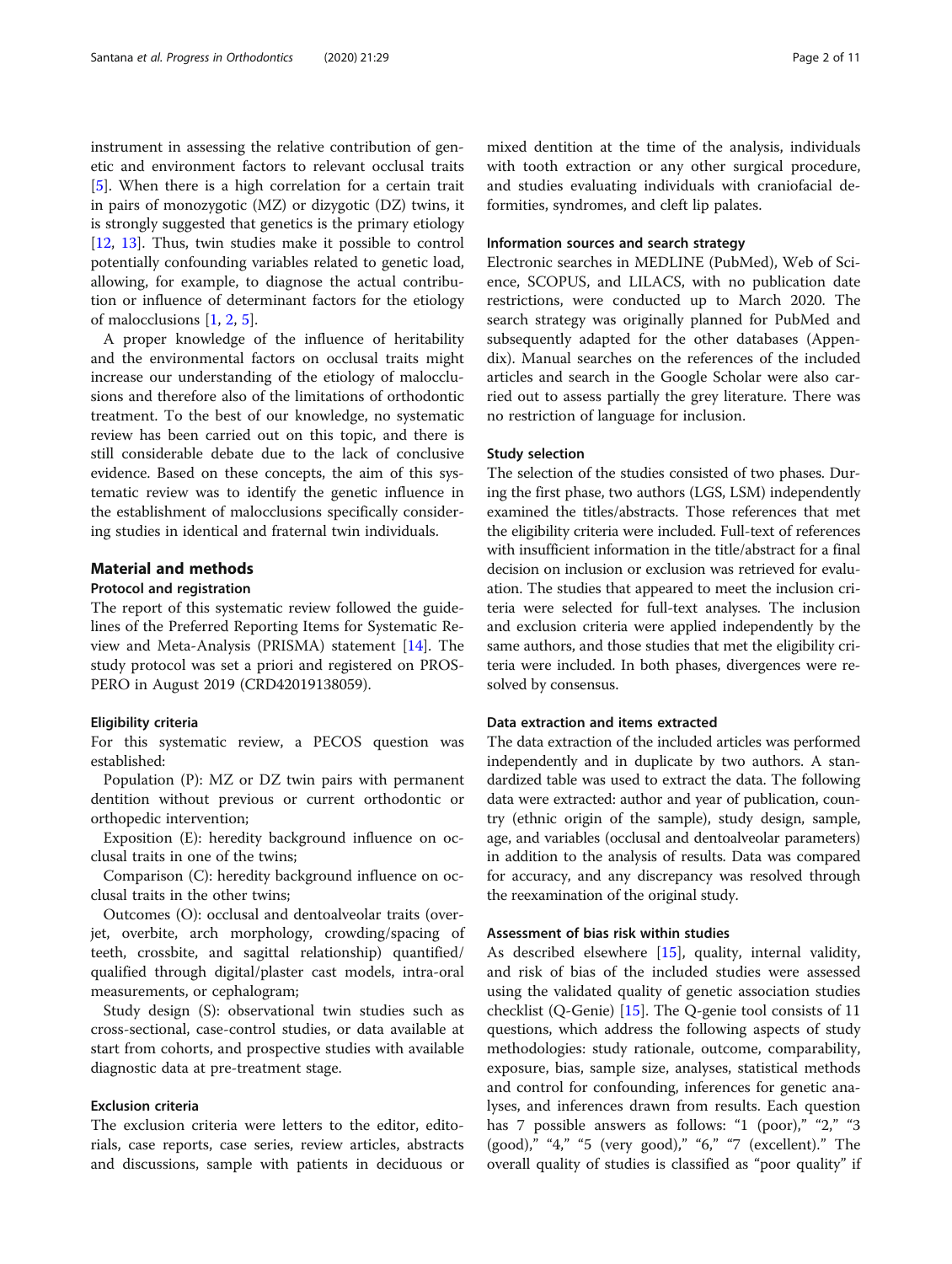instrument in assessing the relative contribution of genetic and environment factors to relevant occlusal traits [5]. When there is a high correlation for a certain trait in pairs of monozygotic (MZ) or dizygotic (DZ) twins, it is strongly suggested that genetics is the primary etiology [12, 13]. Thus, twin studies make it possible to control potentially confounding variables related to genetic load, allowing, for example, to diagnose the actual contribution or influence of determinant factors for the etiology of malocclusions [1, 2, 5].

A proper knowledge of the influence of heritability and the environmental factors on occlusal traits might increase our understanding of the etiology of malocclusions and therefore also of the limitations of orthodontic treatment. To the best of our knowledge, no systematic review has been carried out on this topic, and there is still considerable debate due to the lack of conclusive evidence. Based on these concepts, the aim of this systematic review was to identify the genetic influence in the establishment of malocclusions specifically considering studies in identical and fraternal twin individuals.

## Material and methods

### Protocol and registration

The report of this systematic review followed the guidelines of the Preferred Reporting Items for Systematic Review and Meta-Analysis (PRISMA) statement [14]. The study protocol was set a priori and registered on PROSPERO in August 2019 (CRD42019138059).

#### Eligibility criteria

For this systematic review, a PECOS question was established:

Population (P): MZ or DZ twin pairs with permanent dentition without previous or current orthodontic or orthopedic intervention;

Exposition (E): heredity background influence on occlusal traits in one of the twins;

Comparison (C): heredity background influence on occlusal traits in the other twins;

Outcomes (O): occlusal and dentoalveolar traits (overjet, overbite, arch morphology, crowding/spacing of teeth, crossbite, and sagittal relationship) quantified/qualified through digital/plaster cast models, intra-oral measurements, or cephalogram;

Study design (S): observational twin studies such as cross-sectional, case-control studies, or data available at start from cohorts, and prospective studies with available diagnostic data at pre-treatment stage.

#### Exclusion criteria

The exclusion criteria were letters to the editor, editorials, case reports, case series, review articles, abstracts and discussions, sample with patients in deciduous or mixed dentition at the time of the analysis, individuals with tooth extraction or any other surgical procedure, and studies evaluating individuals with craniofacial deformities, syndromes, and cleft lip palates.

#### Information sources and search strategy

Electronic searches in MEDLINE (PubMed), Web of Science, SCOPUS, and LILACS, with no publication date restrictions, were conducted up to March 2020. The search strategy was originally planned for PubMed and subsequently adapted for the other databases (Appendix). Manual searches on the references of the included articles and search in the Google Scholar were also carried out to assess partially the grey literature. There was no restriction of language for inclusion.

#### Study selection

The selection of the studies consisted of two phases. During the first phase, two authors (LGS, LSM) independently examined the titles/abstracts. Those references that met the eligibility criteria were included. Full-text of references with insufficient information in the title/abstract for a final decision on inclusion or exclusion was retrieved for evaluation. The studies that appeared to meet the inclusion criteria were selected for full-text analyses. The inclusion and exclusion criteria were applied independently by the same authors, and those studies that met the eligibility criteria were included. In both phases, divergences were resolved by consensus.

#### Data extraction and items extracted

The data extraction of the included articles was performed independently and in duplicate by two authors. A standardized table was used to extract the data. The following data were extracted: author and year of publication, country (ethnic origin of the sample), study design, sample, age, and variables (occlusal and dentoalveolar parameters) in addition to the analysis of results. Data was compared for accuracy, and any discrepancy was resolved through the reexamination of the original study.

#### Assessment of bias risk within studies

As described elsewhere [15], quality, internal validity, and risk of bias of the included studies were assessed using the validated quality of genetic association studies checklist (Q-Genie) [15]. The Q-genie tool consists of 11 questions, which address the following aspects of study methodologies: study rationale, outcome, comparability, exposure, bias, sample size, analyses, statistical methods and control for confounding, inferences for genetic analyses, and inferences drawn from results. Each question has 7 possible answers as follows: "1 (poor)," "2," "3 (good)," "4," "5 (very good)," "6," "7 (excellent)." The overall quality of studies is classified as "poor quality" if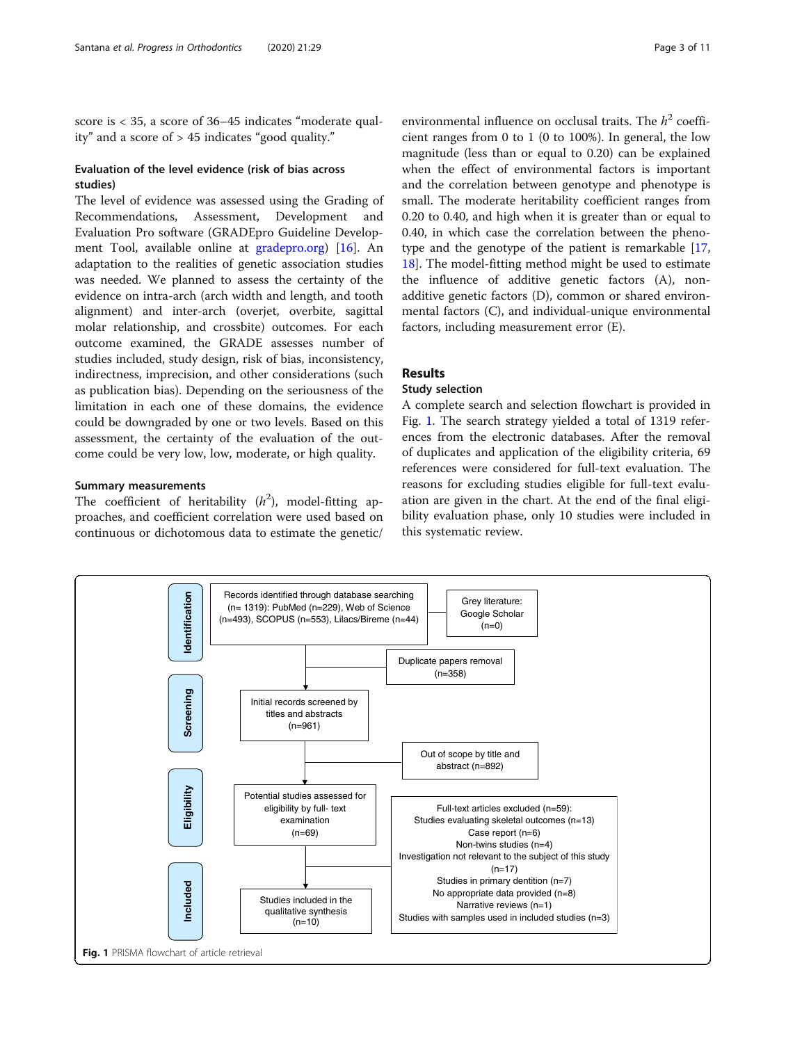score is < 35, a score of 36–45 indicates "moderate quality" and a score of > 45 indicates "good quality."

### Evaluation of the level evidence (risk of bias across studies)

The level of evidence was assessed using the Grading of Recommendations, Assessment, Development and Evaluation Pro software (GRADEpro Guideline Development Tool, available online at gradepro.org) [16]. An adaptation to the realities of genetic association studies was needed. We planned to assess the certainty of the evidence on intra-arch (arch width and length, and tooth alignment) and inter-arch (overjet, overbite, sagittal molar relationship, and crossbite) outcomes. For each outcome examined, the GRADE assesses number of studies included, study design, risk of bias, inconsistency, indirectness, imprecision, and other considerations (such as publication bias). Depending on the seriousness of the limitation in each one of these domains, the evidence could be downgraded by one or two levels. Based on this assessment, the certainty of the evaluation of the outcome could be very low, low, moderate, or high quality.

### Summary measurements

The coefficient of heritability ($h^2$), model-fitting approaches, and coefficient correlation were used based on continuous or dichotomous data to estimate the genetic/environmental influence on occlusal traits. The $h^2$ coefficient ranges from 0 to 1 (0 to 100%). In general, the low magnitude (less than or equal to 0.20) can be explained when the effect of environmental factors is important and the correlation between genotype and phenotype is small. The moderate heritability coefficient ranges from 0.20 to 0.40, and high when it is greater than or equal to 0.40, in which case the correlation between the phenotype and the genotype of the patient is remarkable [17, 18]. The model-fitting method might be used to estimate the influence of additive genetic factors (A), non-additive genetic factors (D), common or shared environmental factors (C), and individual-unique environmental factors, including measurement error (E).

## Results

### Study selection

A complete search and selection flowchart is provided in Fig. 1. The search strategy yielded a total of 1319 references from the electronic databases. After the removal of duplicates and application of the eligibility criteria, 69 references were considered for full-text evaluation. The reasons for excluding studies eligible for full-text evaluation are given in the chart. At the end of the final eligibility evaluation phase, only 10 studies were included in this systematic review.

**Identification**

- Records identified through database searching (n= 1319): PubMed (n=229), Web of Science (n=493), SCOPUS (n=553), Lilacs/Bireme (n=44)
- Grey literature: Google Scholar (n=0)
- Duplicate papers removal (n=358)

**Screening**

- Initial records screened by titles and abstracts (n=961)
- Out of scope by title and abstract (n=892)

**Eligibility**

- Potential studies assessed for eligibility by full- text examination (n=69)
- Full-text articles excluded (n=59):
  - Studies evaluating skeletal outcomes (n=13)
  - Case report (n=6)
  - Non-twins studies (n=4)
  - Investigation not relevant to the subject of this study (n=17)
  - Studies in primary dentition (n=7)
  - No appropriate data provided (n=8)
  - Narrative reviews (n=1)
  - Studies with samples used in included studies (n=3)

**Included**

- Studies included in the qualitative synthesis (n=10)

**Fig. 1** PRISMA flowchart of article retrieval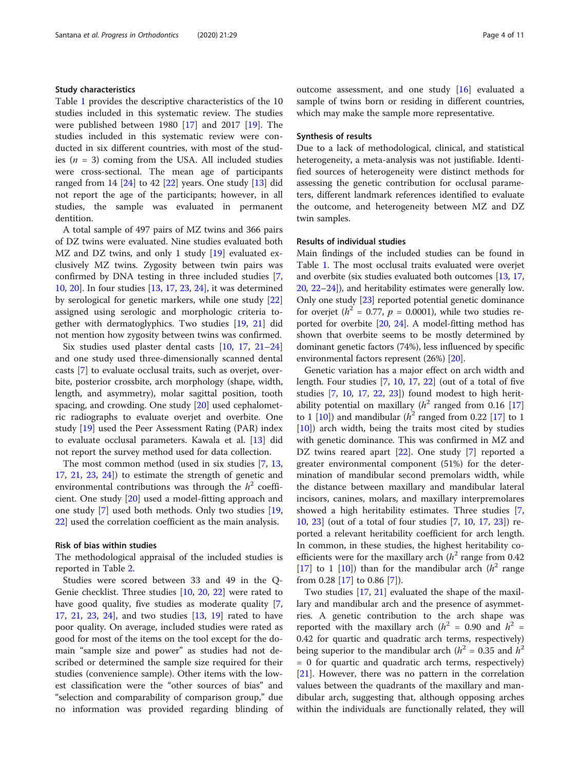### Study characteristics

Table 1 provides the descriptive characteristics of the 10 studies included in this systematic review. The studies were published between 1980 [17] and 2017 [19]. The studies included in this systematic review were conducted in six different countries, with most of the studies ($n$ = 3) coming from the USA. All included studies were cross-sectional. The mean age of participants ranged from 14 [24] to 42 [22] years. One study [13] did not report the age of the participants; however, in all studies, the sample was evaluated in permanent dentition.

A total sample of 497 pairs of MZ twins and 366 pairs of DZ twins were evaluated. Nine studies evaluated both MZ and DZ twins, and only 1 study [19] evaluated exclusively MZ twins. Zygosity between twin pairs was confirmed by DNA testing in three included studies [7, 10, 20]. In four studies [13, 17, 23, 24], it was determined by serological for genetic markers, while one study [22] assigned using serologic and morphologic criteria together with dermatoglyphics. Two studies [19, 21] did not mention how zygosity between twins was confirmed.

Six studies used plaster dental casts [10, 17, 21–24] and one study used three-dimensionally scanned dental casts [7] to evaluate occlusal traits, such as overjet, overbite, posterior crossbite, arch morphology (shape, width, length, and asymmetry), molar sagittal position, tooth spacing, and crowding. One study [20] used cephalometric radiographs to evaluate overjet and overbite. One study [19] used the Peer Assessment Rating (PAR) index to evaluate occlusal parameters. Kawala et al. [13] did not report the survey method used for data collection.

The most common method (used in six studies [7, 13, 17, 21, 23, 24]) to estimate the strength of genetic and environmental contributions was through the $h^2$ coefficient. One study [20] used a model-fitting approach and one study [7] used both methods. Only two studies [19, 22] used the correlation coefficient as the main analysis.

### Risk of bias within studies

The methodological appraisal of the included studies is reported in Table 2.

Studies were scored between 33 and 49 in the Q-Genie checklist. Three studies [10, 20, 22] were rated to have good quality, five studies as moderate quality [7, 17, 21, 23, 24], and two studies [13, 19] rated to have poor quality. On average, included studies were rated as good for most of the items on the tool except for the domain "sample size and power" as studies had not described or determined the sample size required for their studies (convenience sample). Other items with the lowest classification were the "other sources of bias" and "selection and comparability of comparison group," due no information was provided regarding blinding of outcome assessment, and one study [16] evaluated a sample of twins born or residing in different countries, which may make the sample more representative.

### Synthesis of results

Due to a lack of methodological, clinical, and statistical heterogeneity, a meta-analysis was not justifiable. Identified sources of heterogeneity were distinct methods for assessing the genetic contribution for occlusal parameters, different landmark references identified to evaluate the outcome, and heterogeneity between MZ and DZ twin samples.

### Results of individual studies

Main findings of the included studies can be found in Table 1. The most occlusal traits evaluated were overjet and overbite (six studies evaluated both outcomes [13, 17, 20, 22–24]), and heritability estimates were generally low. Only one study [23] reported potential genetic dominance for overjet ($h^2$ = 0.77, $p$ = 0.0001), while two studies reported for overbite [20, 24]. A model-fitting method has shown that overbite seems to be mostly determined by dominant genetic factors (74%), less influenced by specific environmental factors represent (26%) [20].

Genetic variation has a major effect on arch width and length. Four studies [7, 10, 17, 22] (out of a total of five studies [7, 10, 17, 22, 23]) found modest to high heritability potential on maxillary ($h^2$ ranged from 0.16 [17] to 1 [10]) and mandibular ($h^2$ ranged from 0.22 [17] to 1 [10]) arch width, being the traits most cited by studies with genetic dominance. This was confirmed in MZ and DZ twins reared apart [22]. One study [7] reported a greater environmental component (51%) for the determination of mandibular second premolars width, while the distance between maxillary and mandibular lateral incisors, canines, molars, and maxillary interpremolares showed a high heritability estimates. Three studies [7, 10, 23] (out of a total of four studies [7, 10, 17, 23]) reported a relevant heritability coefficient for arch length. In common, in these studies, the highest heritability coefficients were for the maxillary arch ($h^2$ range from 0.42 [17] to 1 [10]) than for the mandibular arch ($h^2$ range from 0.28 [17] to 0.86 [7]).

Two studies [17, 21] evaluated the shape of the maxillary and mandibular arch and the presence of asymmetries. A genetic contribution to the arch shape was reported with the maxillary arch ($h^2$ = 0.90 and $h^2$ = 0.42 for quartic and quadratic arch terms, respectively) being superior to the mandibular arch ($h^2$ = 0.35 and $h^2$ = 0 for quartic and quadratic arch terms, respectively) [21]. However, there was no pattern in the correlation values between the quadrants of the maxillary and mandibular arch, suggesting that, although opposing arches within the individuals are functionally related, they will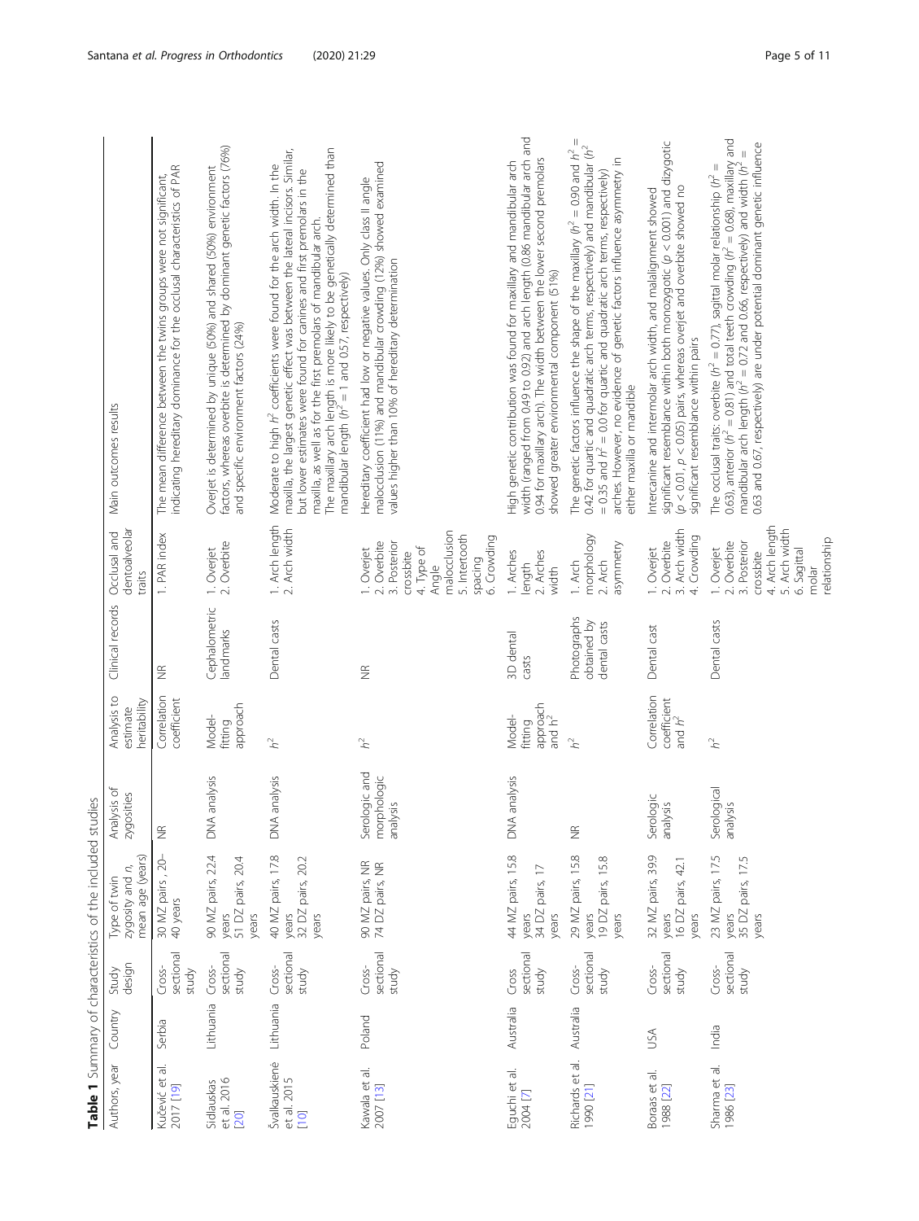**Table 1** Summary of characteristics of the included studies

| Authors, year | Country | Study design | Type of twin zygosity and *n*, mean age (years) | Analysis of zygosities | Analysis to estimate heritability | Clinical records | Occlusal and dentoalveolar traits | Main outcomes results |
|---|---|---|---|---|---|---|---|---|
| Kučević et al. 2017 [19] | Serbia | Cross-sectional study | 30 MZ pairs , 20–40 years | NR | Correlation coefficient | NR | 1. PAR index | The mean difference between the twin's groups were not significant, indicating hereditary dominance for the occlusal characteristics of PAR |
| Sidlauskas et al. 2016 [20] | Lithuania | Cross-sectional study | 90 MZ pairs, 22.4 years<br>51 DZ pairs, 20.4 years | DNA analysis | Model-fitting approach | Cephalometric landmarks | 1. Overjet<br>2. Overbite | Overjet is determined by unique (50%) and shared (50%) environment factors, whereas overbite is determined by dominant genetic factors (76%) and specific environment factors (24%) |
| Švalkauskienė et al. 2015 [10] | Lithuania | Cross-sectional study | 40 MZ pairs, 17.8 years<br>32 DZ pairs, 20.2 years | DNA analysis | $h^2$ | Dental casts | 1. Arch length<br>2. Arch width | Moderate to high $h^2$ coefficients were found for the arch width. In the maxilla, the largest genetic effect was between the lateral incisors. Similar, but lower estimates were found for canines and first premolars in the maxilla, as well as for the first premolars of mandibular arch.<br>The maxillary arch length is more likely to be genetically determined than mandibular length ($h^2$ = 1 and 0.57, respectively) |
| Kawala et al. 2007 [13] | Poland | Cross-sectional study | 90 MZ pairs, NR<br>74 DZ pairs, NR | Serologic and morphologic analysis | $h^2$ | NR | 1. Overjet<br>2. Overbite<br>3. Posterior crossbite<br>4. Type of Angle malocclusion<br>5. Intertooth spacing<br>6. Crowding | Hereditary coefficient had low or negative values. Only class II angle malocclusion (11%) and mandibular crowding (12%) showed examined values higher than 10% of hereditary determination |
| Eguchi et al. 2004 [7] | Australia | Cross sectional study | 44 MZ pairs, 15.8 years<br>34 DZ pairs, 17 years | DNA analysis | Model-fitting approach and $h^2$ | 3D dental casts | 1. Arches length<br>2. Arches width | High genetic contribution was found for maxillary and mandibular arch width (ranged from 0.49 to 0.92) and arch length (0.86 mandibular arch and 0.94 for maxillary arch). The width between the lower second premolars showed greater environmental component (51%) |
| Richards et al. 1990 [21] | Australia | Cross-sectional study | 29 MZ pairs, 15.8 years<br>19 DZ pairs, 15.8 years | NR | $h^2$ | Photographs obtained by dental casts | 1. Arch morphology<br>2. Arch asymmetry | The genetic factors influence the shape of the maxillary ($h^2$ = 0.90 and $h^2$ = 0.42 for quartic and quadratic arch terms, respectively) and mandibular ($h^2$ = 0.35 and $h^2$ = 0.0 for quartic and quadratic arch terms, respectively) arches. However, no evidence of genetic factors influence asymmetry in either maxilla or mandible |
| Boraas et al. 1988 [22] | USA | Cross-sectional study | 32 MZ pairs, 39.9 years<br>16 DZ pairs, 42.1 years | Serologic analysis | Correlation coefficient and $h^2$ | Dental cast | 1. Overjet<br>2. Overbite<br>3. Arch width<br>4. Crowding | Intercanine and intermolar arch width, and malalignment showed significant resemblance within both monozygotic ($p < 0.001$) and dizygotic ($p < 0.01$, $p < 0.05$) pairs, whereas overjet and overbite showed no significant resemblance within pairs |
| Sharma et al. 1986 [23] | India | Cross-sectional study | 23 MZ pairs, 17.5 years<br>35 DZ pairs, 17.5 years | Serological analysis | $h^2$ | Dental casts | 1. Overjet<br>2. Overbite<br>3. Posterior crossbite<br>4. Arch length<br>5. Arch width<br>6. Sagittal molar relationship | The occlusal traits: overbite ($h^2$ = 0.77), sagittal molar relationship ($h^2$ = 0.63), anterior ($h^2$ = 0.81) and total teeth crowding ($h^2$ = 0.68), maxillary and mandibular arch length ($h^2$ = 0.72 and 0.66, respectively) and width ($h^2$ = 0.63 and 0.67, respectively) are under potential dominant genetic influence |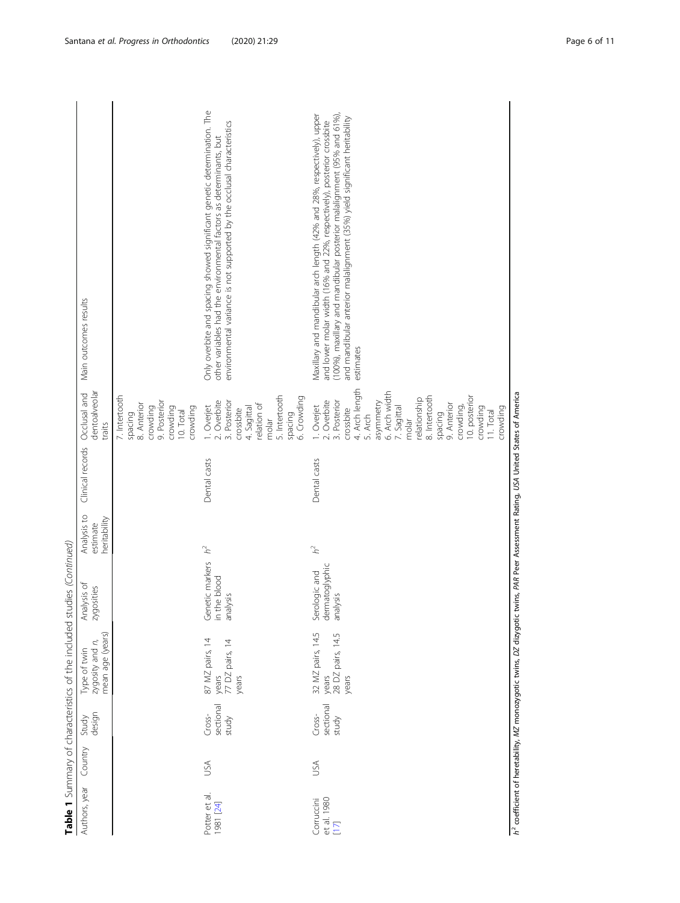**Table 1** Summary of characteristics of the included studies *(Continued)*

| Authors, year | Country | Study design | Type of twin zygosity and *n*, mean age (years) | Analysis of zygosities | Analysis to estimate heritability | Clinical records | Occlusal and dentoalveolar traits | Main outcomes results |
|---|---|---|---|---|---|---|---|---|
| | | | | | | | 7. Intertooth spacing<br>8. Anterior crowding<br>9. Posterior crowding<br>10. Total crowding | |
| Potter et al. 1981 [24] | USA | Cross-sectional study | 87 MZ pairs, 14 years<br>77 DZ pairs, 14 years | Genetic markers in the blood analysis | $h^2$ | Dental casts | 1. Overjet<br>2. Overbite<br>3. Posterior crossbite<br>4. Sagittal relation of molar<br>5. Intertooth spacing<br>6. Crowding | Only overbite and spacing showed significant genetic determination. The other variables had the environmental factors as determinants, but environmental variance is not supported by the occlusal characteristics |
| Corruccini et al. 1980 [17] | USA | Cross-sectional study | 32 MZ pairs, 14.5 years<br>28 DZ pairs, 14.5 years | Serologic and dermatoglyphic analysis | $h^2$ | Dental casts | 1. Overjet<br>2. Overbite<br>3. Posterior crossbite<br>4. Arch length<br>5. Arch asymmetry<br>6. Arch width<br>7. Sagittal molar relationship<br>8. Intertooth spacing<br>9. Anterior crowding,<br>10. posterior crowding<br>11. Total crowding | Maxillary and mandibular arch length (42% and 28%, respectively), upper and lower molar width (16% and 22%, respectively), posterior crossbite (100%), maxillary and mandibular posterior malalignment (95% and 61%), and mandibular anterior malalignment (35%) yield significant heritability estimates |

$h^2$ coefficient of heretability, *MZ* monozygotic twins, *DZ* dizygotic twins, *PAR* Peer Assessment Rating, *USA* United States of America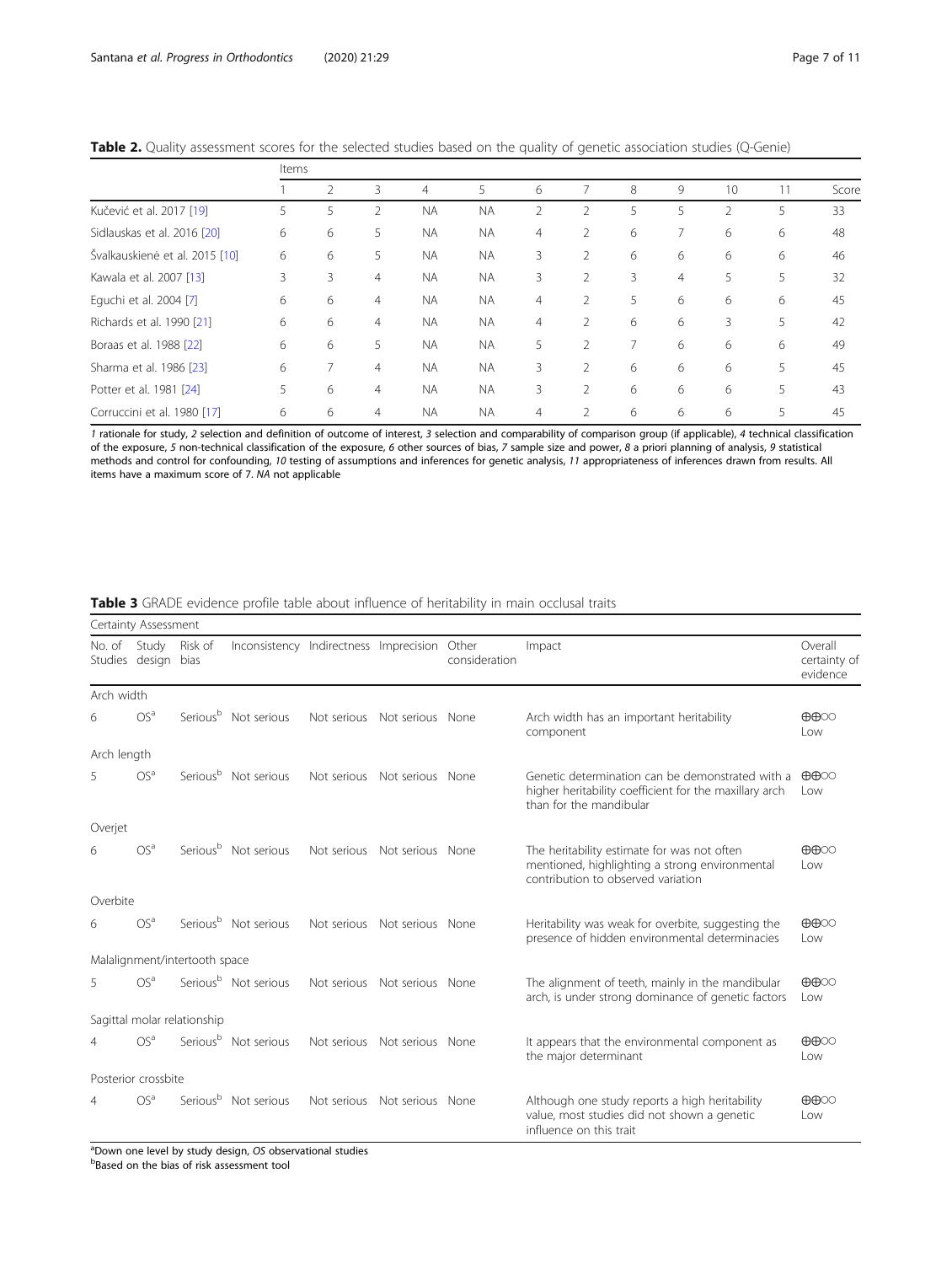**Table 2.** Quality assessment scores for the selected studies based on the quality of genetic association studies (Q-Genie)

| | Items | | | | | | | | | | | |
|---|---|---|---|---|---|---|---|---|---|---|---|---|
| | 1 | 2 | 3 | 4 | 5 | 6 | 7 | 8 | 9 | 10 | 11 | Score |
| Kučević et al. 2017 [19] | 5 | 5 | 2 | NA | NA | 2 | 2 | 5 | 5 | 2 | 5 | 33 |
| Sidlauskas et al. 2016 [20] | 6 | 6 | 5 | NA | NA | 4 | 2 | 6 | 7 | 6 | 6 | 48 |
| Švalkauskienė et al. 2015 [10] | 6 | 6 | 5 | NA | NA | 3 | 2 | 6 | 6 | 6 | 6 | 46 |
| Kawala et al. 2007 [13] | 3 | 3 | 4 | NA | NA | 3 | 2 | 3 | 4 | 5 | 5 | 32 |
| Eguchi et al. 2004 [7] | 6 | 6 | 4 | NA | NA | 4 | 2 | 5 | 6 | 6 | 6 | 45 |
| Richards et al. 1990 [21] | 6 | 6 | 4 | NA | NA | 4 | 2 | 6 | 6 | 3 | 5 | 42 |
| Boraas et al. 1988 [22] | 6 | 6 | 5 | NA | NA | 5 | 2 | 7 | 6 | 6 | 6 | 49 |
| Sharma et al. 1986 [23] | 6 | 7 | 4 | NA | NA | 3 | 2 | 6 | 6 | 6 | 5 | 45 |
| Potter et al. 1981 [24] | 5 | 6 | 4 | NA | NA | 3 | 2 | 6 | 6 | 6 | 5 | 43 |
| Corruccini et al. 1980 [17] | 6 | 6 | 4 | NA | NA | 4 | 2 | 6 | 6 | 6 | 5 | 45 |

*1* rationale for study, *2* selection and definition of outcome of interest, *3* selection and comparability of comparison group (if applicable), *4* technical classification of the exposure, *5* non-technical classification of the exposure, *6* other sources of bias, *7* sample size and power, *8* a priori planning of analysis, *9* statistical methods and control for confounding, *10* testing of assumptions and inferences for genetic analysis, *11* appropriateness of inferences drawn from results. All items have a maximum score of 7. *NA* not applicable

**Table 3** GRADE evidence profile table about influence of heritability in main occlusal traits

| Certainty Assessment | | | | | | | | |
|---|---|---|---|---|---|---|---|---|
| No. of Studies | Study design | Risk of bias | Inconsistency | Indirectness | Imprecision | Other consideration | Impact | Overall certainty of evidence |
| **Arch width** | | | | | | | | |
| 6 | OS[a] | Serious[b] | Not serious | Not serious | Not serious | None | Arch width has an important heritability component | ⊕⊕○○ Low |
| **Arch length** | | | | | | | | |
| 5 | OS[a] | Serious[b] | Not serious | Not serious | Not serious | None | Genetic determination can be demonstrated with a higher heritability coefficient for the maxillary arch than for the mandibular | ⊕⊕○○ Low |
| **Overjet** | | | | | | | | |
| 6 | OS[a] | Serious[b] | Not serious | Not serious | Not serious | None | The heritability estimate for was not often mentioned, highlighting a strong environmental contribution to observed variation | ⊕⊕○○ Low |
| **Overbite** | | | | | | | | |
| 6 | OS[a] | Serious[b] | Not serious | Not serious | Not serious | None | Heritability was weak for overbite, suggesting the presence of hidden environmental determinacies | ⊕⊕○○ Low |
| **Malalignment/intertooth space** | | | | | | | | |
| 5 | OS[a] | Serious[b] | Not serious | Not serious | Not serious | None | The alignment of teeth, mainly in the mandibular arch, is under strong dominance of genetic factors | ⊕⊕○○ Low |
| **Sagittal molar relationship** | | | | | | | | |
| 4 | OS[a] | Serious[b] | Not serious | Not serious | Not serious | None | It appears that the environmental component as the major determinant | ⊕⊕○○ Low |
| **Posterior crossbite** | | | | | | | | |
| 4 | OS[a] | Serious[b] | Not serious | Not serious | Not serious | None | Although one study reports a high heritability value, most studies did not shown a genetic influence on this trait | ⊕⊕○○ Low |

[a]Down one level by study design, *OS* observational studies
[b]Based on the bias of risk assessment tool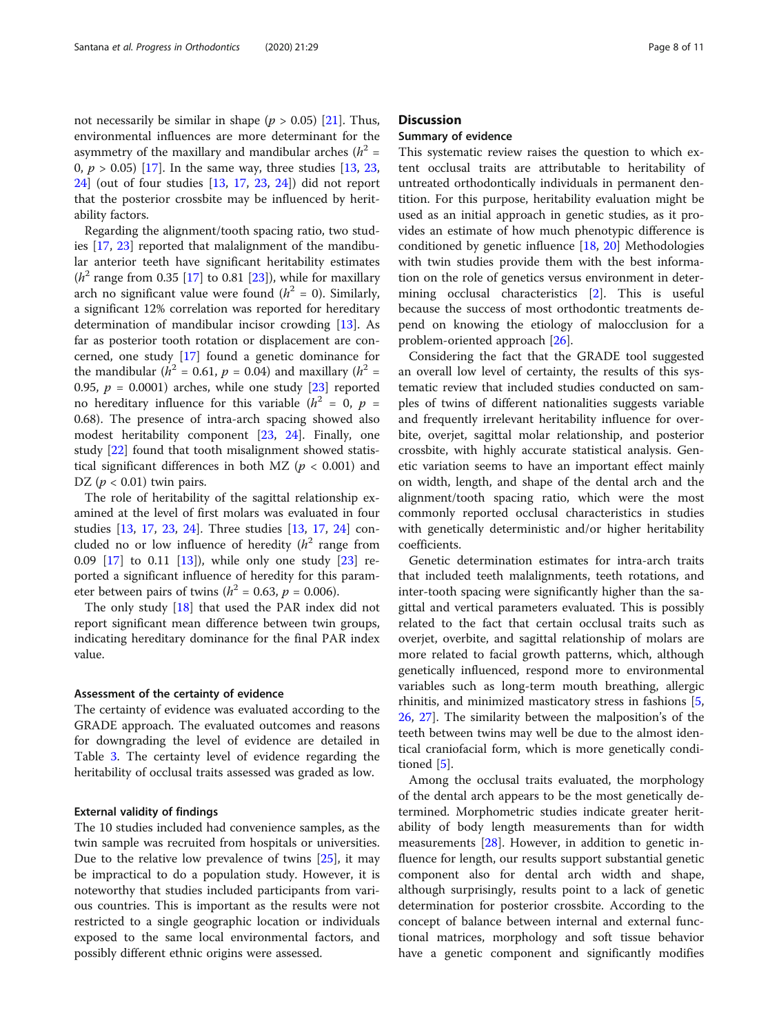not necessarily be similar in shape ($p > 0.05$) [21]. Thus, environmental influences are more determinant for the asymmetry of the maxillary and mandibular arches ($h^2 = 0$, $p > 0.05$) [17]. In the same way, three studies [13, 23, 24] (out of four studies [13, 17, 23, 24]) did not report that the posterior crossbite may be influenced by heritability factors.

Regarding the alignment/tooth spacing ratio, two studies [17, 23] reported that malalignment of the mandibular anterior teeth have significant heritability estimates ($h^2$ range from 0.35 [17] to 0.81 [23]), while for maxillary arch no significant value were found ($h^2 = 0$). Similarly, a significant 12% correlation was reported for hereditary determination of mandibular incisor crowding [13]. As far as posterior tooth rotation or displacement are concerned, one study [17] found a genetic dominance for the mandibular ($h^2 = 0.61$, $p = 0.04$) and maxillary ($h^2 = 0.95$, $p = 0.0001$) arches, while one study [23] reported no hereditary influence for this variable ($h^2 = 0$, $p = 0.68$). The presence of intra-arch spacing showed also modest heritability component [23, 24]. Finally, one study [22] found that tooth misalignment showed statistical significant differences in both MZ ($p < 0.001$) and DZ ($p < 0.01$) twin pairs.

The role of heritability of the sagittal relationship examined at the level of first molars was evaluated in four studies [13, 17, 23, 24]. Three studies [13, 17, 24] concluded no or low influence of heredity ($h^2$ range from 0.09 [17] to 0.11 [13]), while only one study [23] reported a significant influence of heredity for this parameter between pairs of twins ($h^2 = 0.63$, $p = 0.006$).

The only study [18] that used the PAR index did not report significant mean difference between twin groups, indicating hereditary dominance for the final PAR index value.

### Assessment of the certainty of evidence

The certainty of evidence was evaluated according to the GRADE approach. The evaluated outcomes and reasons for downgrading the level of evidence are detailed in Table 3. The certainty level of evidence regarding the heritability of occlusal traits assessed was graded as low.

### External validity of findings

The 10 studies included had convenience samples, as the twin sample was recruited from hospitals or universities. Due to the relative low prevalence of twins [25], it may be impractical to do a population study. However, it is noteworthy that studies included participants from various countries. This is important as the results were not restricted to a single geographic location or individuals exposed to the same local environmental factors, and possibly different ethnic origins were assessed.

## Discussion

### Summary of evidence

This systematic review raises the question to which extent occlusal traits are attributable to heritability of untreated orthodontically individuals in permanent dentition. For this purpose, heritability evaluation might be used as an initial approach in genetic studies, as it provides an estimate of how much phenotypic difference is conditioned by genetic influence [18, 20] Methodologies with twin studies provide them with the best information on the role of genetics versus environment in determining occlusal characteristics [2]. This is useful because the success of most orthodontic treatments depend on knowing the etiology of malocclusion for a problem-oriented approach [26].

Considering the fact that the GRADE tool suggested an overall low level of certainty, the results of this systematic review that included studies conducted on samples of twins of different nationalities suggests variable and frequently irrelevant heritability influence for overbite, overjet, sagittal molar relationship, and posterior crossbite, with highly accurate statistical analysis. Genetic variation seems to have an important effect mainly on width, length, and shape of the dental arch and the alignment/tooth spacing ratio, which were the most commonly reported occlusal characteristics in studies with genetically deterministic and/or higher heritability coefficients.

Genetic determination estimates for intra-arch traits that included teeth malalignments, teeth rotations, and inter-tooth spacing were significantly higher than the sagittal and vertical parameters evaluated. This is possibly related to the fact that certain occlusal traits such as overjet, overbite, and sagittal relationship of molars are more related to facial growth patterns, which, although genetically influenced, respond more to environmental variables such as long-term mouth breathing, allergic rhinitis, and minimized masticatory stress in fashions [5, 26, 27]. The similarity between the malposition's of the teeth between twins may well be due to the almost identical craniofacial form, which is more genetically conditioned [5].

Among the occlusal traits evaluated, the morphology of the dental arch appears to be the most genetically determined. Morphometric studies indicate greater heritability of body length measurements than for width measurements [28]. However, in addition to genetic influence for length, our results support substantial genetic component also for dental arch width and shape, although surprisingly, results point to a lack of genetic determination for posterior crossbite. According to the concept of balance between internal and external functional matrices, morphology and soft tissue behavior have a genetic component and significantly modifies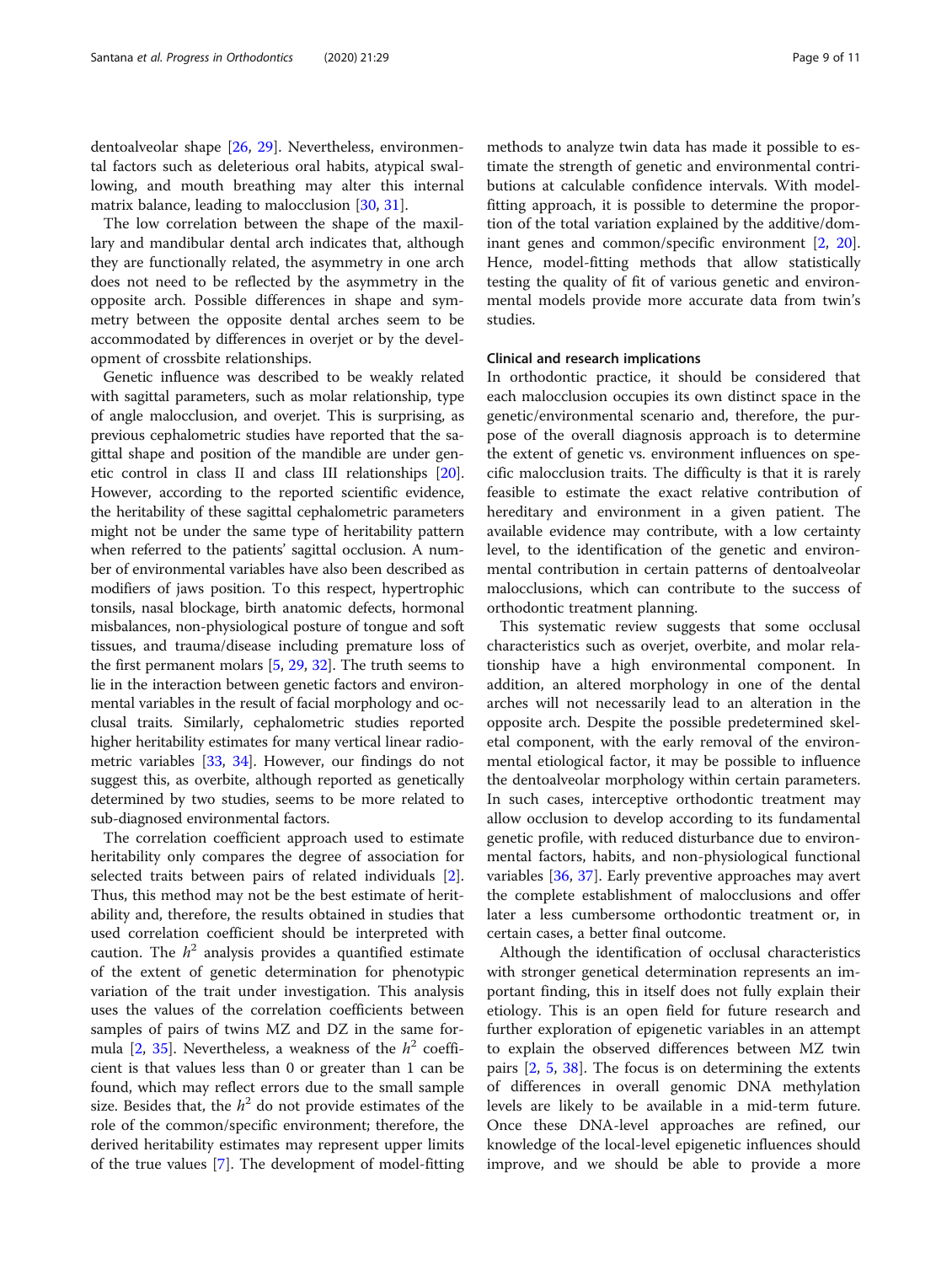dentoalveolar shape [26, 29]. Nevertheless, environmental factors such as deleterious oral habits, atypical swallowing, and mouth breathing may alter this internal matrix balance, leading to malocclusion [30, 31].

The low correlation between the shape of the maxillary and mandibular dental arch indicates that, although they are functionally related, the asymmetry in one arch does not need to be reflected by the asymmetry in the opposite arch. Possible differences in shape and symmetry between the opposite dental arches seem to be accommodated by differences in overjet or by the development of crossbite relationships.

Genetic influence was described to be weakly related with sagittal parameters, such as molar relationship, type of angle malocclusion, and overjet. This is surprising, as previous cephalometric studies have reported that the sagittal shape and position of the mandible are under genetic control in class II and class III relationships [20]. However, according to the reported scientific evidence, the heritability of these sagittal cephalometric parameters might not be under the same type of heritability pattern when referred to the patients' sagittal occlusion. A number of environmental variables have also been described as modifiers of jaws position. To this respect, hypertrophic tonsils, nasal blockage, birth anatomic defects, hormonal misbalances, non-physiological posture of tongue and soft tissues, and trauma/disease including premature loss of the first permanent molars [5, 29, 32]. The truth seems to lie in the interaction between genetic factors and environmental variables in the result of facial morphology and occlusal traits. Similarly, cephalometric studies reported higher heritability estimates for many vertical linear radiometric variables [33, 34]. However, our findings do not suggest this, as overbite, although reported as genetically determined by two studies, seems to be more related to sub-diagnosed environmental factors.

The correlation coefficient approach used to estimate heritability only compares the degree of association for selected traits between pairs of related individuals [2]. Thus, this method may not be the best estimate of heritability and, therefore, the results obtained in studies that used correlation coefficient should be interpreted with caution. The $h^2$ analysis provides a quantified estimate of the extent of genetic determination for phenotypic variation of the trait under investigation. This analysis uses the values of the correlation coefficients between samples of pairs of twins MZ and DZ in the same formula [2, 35]. Nevertheless, a weakness of the $h^2$ coefficient is that values less than 0 or greater than 1 can be found, which may reflect errors due to the small sample size. Besides that, the $h^2$ do not provide estimates of the role of the common/specific environment; therefore, the derived heritability estimates may represent upper limits of the true values [7]. The development of model-fitting methods to analyze twin data has made it possible to estimate the strength of genetic and environmental contributions at calculable confidence intervals. With model-fitting approach, it is possible to determine the proportion of the total variation explained by the additive/dominant genes and common/specific environment [2, 20]. Hence, model-fitting methods that allow statistically testing the quality of fit of various genetic and environmental models provide more accurate data from twin's studies.

### Clinical and research implications

In orthodontic practice, it should be considered that each malocclusion occupies its own distinct space in the genetic/environmental scenario and, therefore, the purpose of the overall diagnosis approach is to determine the extent of genetic vs. environment influences on specific malocclusion traits. The difficulty is that it is rarely feasible to estimate the exact relative contribution of hereditary and environment in a given patient. The available evidence may contribute, with a low certainty level, to the identification of the genetic and environmental contribution in certain patterns of dentoalveolar malocclusions, which can contribute to the success of orthodontic treatment planning.

This systematic review suggests that some occlusal characteristics such as overjet, overbite, and molar relationship have a high environmental component. In addition, an altered morphology in one of the dental arches will not necessarily lead to an alteration in the opposite arch. Despite the possible predetermined skeletal component, with the early removal of the environmental etiological factor, it may be possible to influence the dentoalveolar morphology within certain parameters. In such cases, interceptive orthodontic treatment may allow occlusion to develop according to its fundamental genetic profile, with reduced disturbance due to environmental factors, habits, and non-physiological functional variables [36, 37]. Early preventive approaches may avert the complete establishment of malocclusions and offer later a less cumbersome orthodontic treatment or, in certain cases, a better final outcome.

Although the identification of occlusal characteristics with stronger genetical determination represents an important finding, this in itself does not fully explain their etiology. This is an open field for future research and further exploration of epigenetic variables in an attempt to explain the observed differences between MZ twin pairs [2, 5, 38]. The focus is on determining the extents of differences in overall genomic DNA methylation levels are likely to be available in a mid-term future. Once these DNA-level approaches are refined, our knowledge of the local-level epigenetic influences should improve, and we should be able to provide a more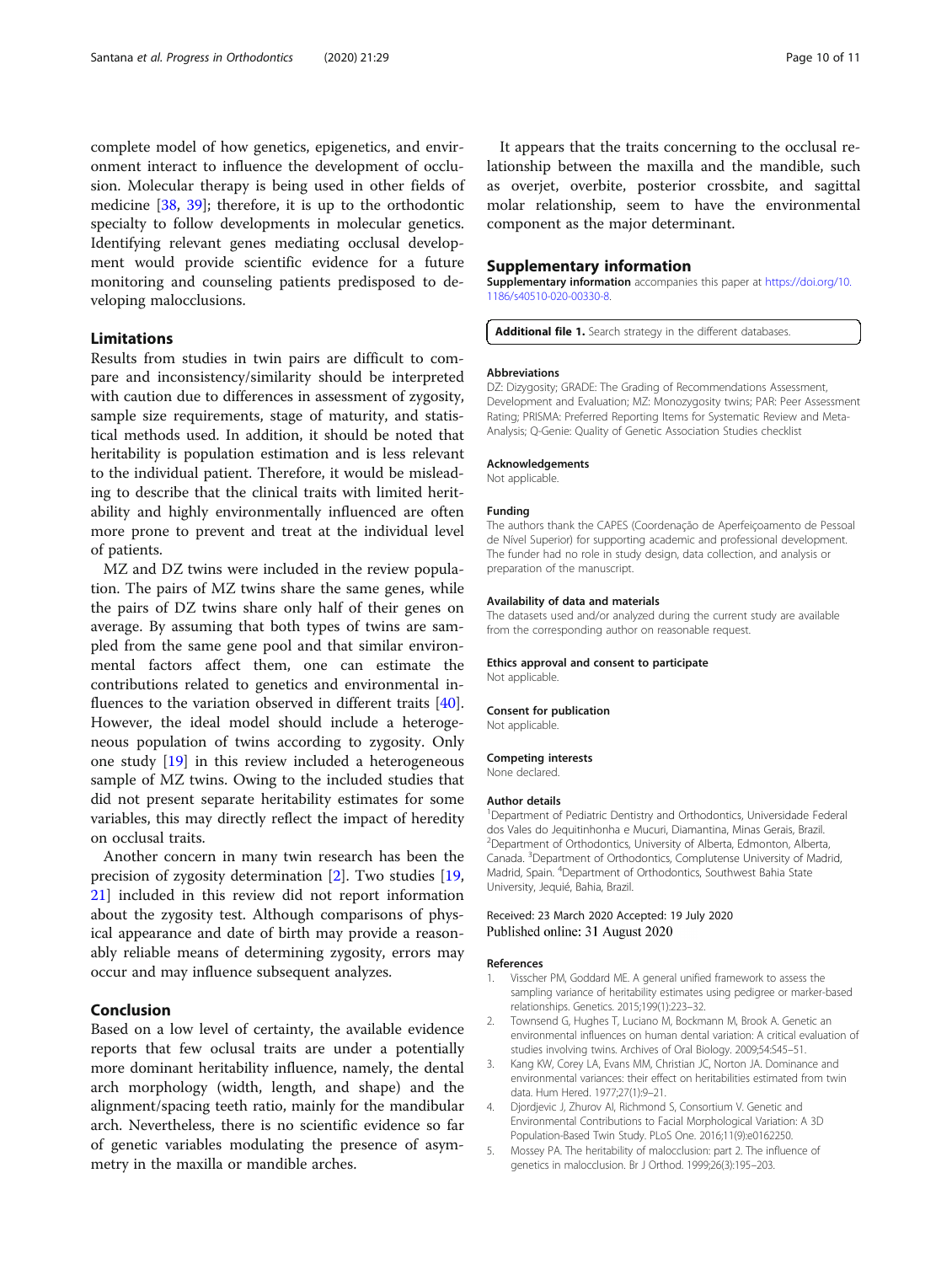complete model of how genetics, epigenetics, and environment interact to influence the development of occlusion. Molecular therapy is being used in other fields of medicine [38, 39]; therefore, it is up to the orthodontic specialty to follow developments in molecular genetics. Identifying relevant genes mediating occlusal development would provide scientific evidence for a future monitoring and counseling patients predisposed to developing malocclusions.

## Limitations

Results from studies in twin pairs are difficult to compare and inconsistency/similarity should be interpreted with caution due to differences in assessment of zygosity, sample size requirements, stage of maturity, and statistical methods used. In addition, it should be noted that heritability is population estimation and is less relevant to the individual patient. Therefore, it would be misleading to describe that the clinical traits with limited heritability and highly environmentally influenced are often more prone to prevent and treat at the individual level of patients.

MZ and DZ twins were included in the review population. The pairs of MZ twins share the same genes, while the pairs of DZ twins share only half of their genes on average. By assuming that both types of twins are sampled from the same gene pool and that similar environmental factors affect them, one can estimate the contributions related to genetics and environmental influences to the variation observed in different traits [40]. However, the ideal model should include a heterogeneous population of twins according to zygosity. Only one study [19] in this review included a heterogeneous sample of MZ twins. Owing to the included studies that did not present separate heritability estimates for some variables, this may directly reflect the impact of heredity on occlusal traits.

Another concern in many twin research has been the precision of zygosity determination [2]. Two studies [19, 21] included in this review did not report information about the zygosity test. Although comparisons of physical appearance and date of birth may provide a reasonably reliable means of determining zygosity, errors may occur and may influence subsequent analyzes.

## Conclusion

Based on a low level of certainty, the available evidence reports that few oclusal traits are under a potentially more dominant heritability influence, namely, the dental arch morphology (width, length, and shape) and the alignment/spacing teeth ratio, mainly for the mandibular arch. Nevertheless, there is no scientific evidence so far of genetic variables modulating the presence of asymmetry in the maxilla or mandible arches.

It appears that the traits concerning to the occlusal relationship between the maxilla and the mandible, such as overjet, overbite, posterior crossbite, and sagittal molar relationship, seem to have the environmental component as the major determinant.

## Supplementary information

**Supplementary information** accompanies this paper at https://doi.org/10.1186/s40510-020-00330-8.

**Additional file 1.** Search strategy in the different databases.

#### Abbreviations

DZ: Dizygosity; GRADE: The Grading of Recommendations Assessment, Development and Evaluation; MZ: Monozygosity twins; PAR: Peer Assessment Rating; PRISMA: Preferred Reporting Items for Systematic Review and Meta-Analysis; Q-Genie: Quality of Genetic Association Studies checklist

#### Acknowledgements

Not applicable.

#### Funding

The authors thank the CAPES (Coordenação de Aperfeiçoamento de Pessoal de Nível Superior) for supporting academic and professional development. The funder had no role in study design, data collection, and analysis or preparation of the manuscript.

#### Availability of data and materials

The datasets used and/or analyzed during the current study are available from the corresponding author on reasonable request.

#### Ethics approval and consent to participate

Not applicable.

#### Consent for publication

Not applicable.

#### Competing interests

None declared.

#### Author details

[1]Department of Pediatric Dentistry and Orthodontics, Universidade Federal dos Vales do Jequitinhonha e Mucuri, Diamantina, Minas Gerais, Brazil. [2]Department of Orthodontics, University of Alberta, Edmonton, Alberta, Canada. [3]Department of Orthodontics, Complutense University of Madrid, Madrid, Spain. [4]Department of Orthodontics, Southwest Bahia State University, Jequié, Bahia, Brazil.

Received: 23 March 2020 Accepted: 19 July 2020
Published online: 31 August 2020

#### References

1. Visscher PM, Goddard ME. A general unified framework to assess the sampling variance of heritability estimates using pedigree or marker-based relationships. Genetics. 2015;199(1):223–32.
2. Townsend G, Hughes T, Luciano M, Bockmann M, Brook A. Genetic an environmental influences on human dental variation: A critical evaluation of studies involving twins. Archives of Oral Biology. 2009;54:S45–51.
3. Kang KW, Corey LA, Evans MM, Christian JC, Norton JA. Dominance and environmental variances: their effect on heritabilities estimated from twin data. Hum Hered. 1977;27(1):9–21.
4. Djordjevic J, Zhurov AI, Richmond S, Consortium V. Genetic and Environmental Contributions to Facial Morphological Variation: A 3D Population-Based Twin Study. PLoS One. 2016;11(9):e0162250.
5. Mossey PA. The heritability of malocclusion: part 2. The influence of genetics in malocclusion. Br J Orthod. 1999;26(3):195–203.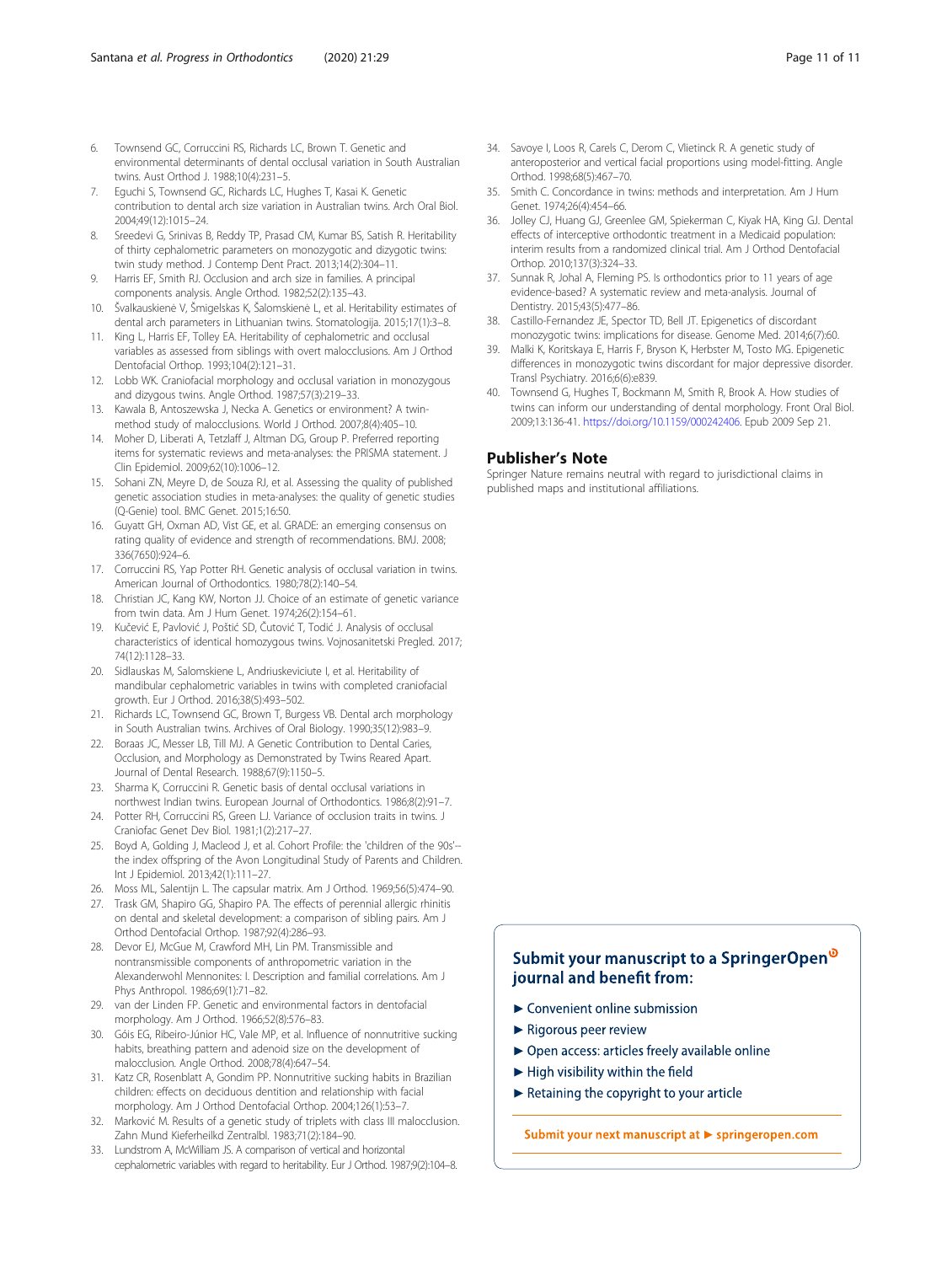6. Townsend GC, Corruccini RS, Richards LC, Brown T. Genetic and environmental determinants of dental occlusal variation in South Australian twins. Aust Orthod J. 1988;10(4):231–5.
7. Eguchi S, Townsend GC, Richards LC, Hughes T, Kasai K. Genetic contribution to dental arch size variation in Australian twins. Arch Oral Biol. 2004;49(12):1015–24.
8. Sreedevi G, Srinivas B, Reddy TP, Prasad CM, Kumar BS, Satish R. Heritability of thirty cephalometric parameters on monozygotic and dizygotic twins: twin study method. J Contemp Dent Pract. 2013;14(2):304–11.
9. Harris EF, Smith RJ. Occlusion and arch size in families. A principal components analysis. Angle Orthod. 1982;52(2):135–43.
10. Švalkauskienė V, Šmigelskas K, Šalomskienė L, et al. Heritability estimates of dental arch parameters in Lithuanian twins. Stomatologija. 2015;17(1):3–8.
11. King L, Harris EF, Tolley EA. Heritability of cephalometric and occlusal variables as assessed from siblings with overt malocclusions. Am J Orthod Dentofacial Orthop. 1993;104(2):121–31.
12. Lobb WK. Craniofacial morphology and occlusal variation in monozygous and dizygous twins. Angle Orthod. 1987;57(3):219–33.
13. Kawala B, Antoszewska J, Necka A. Genetics or environment? A twin-method study of malocclusions. World J Orthod. 2007;8(4):405–10.
14. Moher D, Liberati A, Tetzlaff J, Altman DG, Group P. Preferred reporting items for systematic reviews and meta-analyses: the PRISMA statement. J Clin Epidemiol. 2009;62(10):1006–12.
15. Sohani ZN, Meyre D, de Souza RJ, et al. Assessing the quality of published genetic association studies in meta-analyses: the quality of genetic studies (Q-Genie) tool. BMC Genet. 2015;16:50.
16. Guyatt GH, Oxman AD, Vist GE, et al. GRADE: an emerging consensus on rating quality of evidence and strength of recommendations. BMJ. 2008; 336(7650):924–6.
17. Corruccini RS, Yap Potter RH. Genetic analysis of occlusal variation in twins. American Journal of Orthodontics. 1980;78(2):140–54.
18. Christian JC, Kang KW, Norton JJ. Choice of an estimate of genetic variance from twin data. Am J Hum Genet. 1974;26(2):154–61.
19. Kučević E, Pavlović J, Poštić SD, Čutović T, Todić J. Analysis of occlusal characteristics of identical homozygous twins. Vojnosanitetski Pregled. 2017; 74(12):1128–33.
20. Sidlauskas M, Salomskiene L, Andriuskeviciute I, et al. Heritability of mandibular cephalometric variables in twins with completed craniofacial growth. Eur J Orthod. 2016;38(5):493–502.
21. Richards LC, Townsend GC, Brown T, Burgess VB. Dental arch morphology in South Australian twins. Archives of Oral Biology. 1990;35(12):983–9.
22. Boraas JC, Messer LB, Till MJ. A Genetic Contribution to Dental Caries, Occlusion, and Morphology as Demonstrated by Twins Reared Apart. Journal of Dental Research. 1988;67(9):1150–5.
23. Sharma K, Corruccini R. Genetic basis of dental occlusal variations in northwest Indian twins. European Journal of Orthodontics. 1986;8(2):91–7.
24. Potter RH, Corruccini RS, Green LJ. Variance of occlusion traits in twins. J Craniofac Genet Dev Biol. 1981;1(2):217–27.
25. Boyd A, Golding J, Macleod J, et al. Cohort Profile: the 'children of the 90s'--the index offspring of the Avon Longitudinal Study of Parents and Children. Int J Epidemiol. 2013;42(1):111–27.
26. Moss ML, Salentijn L. The capsular matrix. Am J Orthod. 1969;56(5):474–90.
27. Trask GM, Shapiro GG, Shapiro PA. The effects of perennial allergic rhinitis on dental and skeletal development: a comparison of sibling pairs. Am J Orthod Dentofacial Orthop. 1987;92(4):286–93.
28. Devor EJ, McGue M, Crawford MH, Lin PM. Transmissible and nontransmissible components of anthropometric variation in the Alexanderwohl Mennonites: I. Description and familial correlations. Am J Phys Anthropol. 1986;69(1):71–82.
29. van der Linden FP. Genetic and environmental factors in dentofacial morphology. Am J Orthod. 1966;52(8):576–83.
30. Góis EG, Ribeiro-Júnior HC, Vale MP, et al. Influence of nonnutritive sucking habits, breathing pattern and adenoid size on the development of malocclusion. Angle Orthod. 2008;78(4):647–54.
31. Katz CR, Rosenblatt A, Gondim PP. Nonnutritive sucking habits in Brazilian children: effects on deciduous dentition and relationship with facial morphology. Am J Orthod Dentofacial Orthop. 2004;126(1):53–7.
32. Marković M. Results of a genetic study of triplets with class III malocclusion. Zahn Mund Kieferheilkd Zentralbl. 1983;71(2):184–90.
33. Lundstrom A, McWilliam JS. A comparison of vertical and horizontal cephalometric variables with regard to heritability. Eur J Orthod. 1987;9(2):104–8.
34. Savoye I, Loos R, Carels C, Derom C, Vlietinck R. A genetic study of anteroposterior and vertical facial proportions using model-fitting. Angle Orthod. 1998;68(5):467–70.
35. Smith C. Concordance in twins: methods and interpretation. Am J Hum Genet. 1974;26(4):454–66.
36. Jolley CJ, Huang GJ, Greenlee GM, Spiekerman C, Kiyak HA, King GJ. Dental effects of interceptive orthodontic treatment in a Medicaid population: interim results from a randomized clinical trial. Am J Orthod Dentofacial Orthop. 2010;137(3):324–33.
37. Sunnak R, Johal A, Fleming PS. Is orthodontics prior to 11 years of age evidence-based? A systematic review and meta-analysis. Journal of Dentistry. 2015;43(5):477–86.
38. Castillo-Fernandez JE, Spector TD, Bell JT. Epigenetics of discordant monozygotic twins: implications for disease. Genome Med. 2014;6(7):60.
39. Malki K, Koritskaya E, Harris F, Bryson K, Herbster M, Tosto MG. Epigenetic differences in monozygotic twins discordant for major depressive disorder. Transl Psychiatry. 2016;6(6):e839.
40. Townsend G, Hughes T, Bockmann M, Smith R, Brook A. How studies of twins can inform our understanding of dental morphology. Front Oral Biol. 2009;13:136-41. https://doi.org/10.1159/000242406. Epub 2009 Sep 21.

## Publisher's Note

Springer Nature remains neutral with regard to jurisdictional claims in published maps and institutional affiliations.

**Submit your manuscript to a SpringerOpen journal and benefit from:**

- ► Convenient online submission
- ► Rigorous peer review
- ► Open access: articles freely available online
- ► High visibility within the field
- ► Retaining the copyright to your article

**Submit your next manuscript at ► springeropen.com**